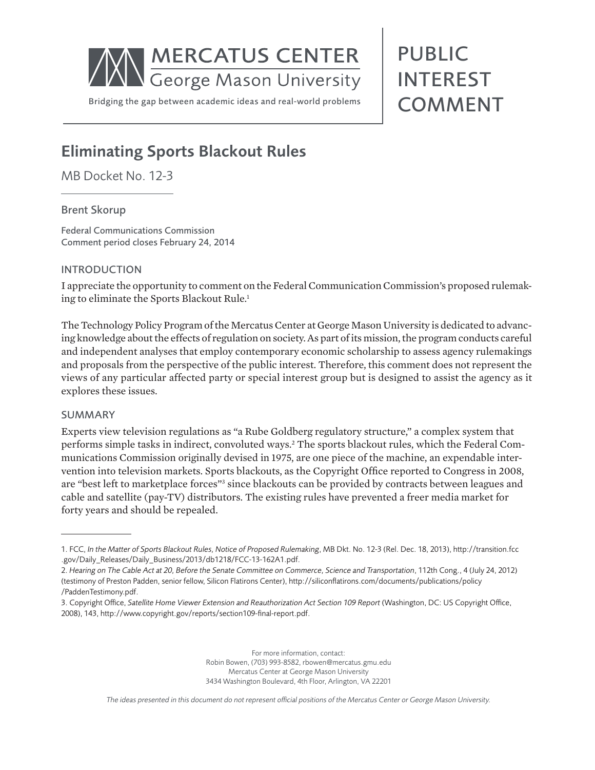MERCATUS CENTER
George Mason University

Bridging the gap between academic ideas and real-world problems

PUBLIC INTEREST COMMENT

# Eliminating Sports Blackout Rules

MB Docket No. 12-3

Brent Skorup

Federal Communications Commission
Comment period closes February 24, 2014

## INTRODUCTION

I appreciate the opportunity to comment on the Federal Communication Commission's proposed rulemaking to eliminate the Sports Blackout Rule.[1]

The Technology Policy Program of the Mercatus Center at George Mason University is dedicated to advancing knowledge about the effects of regulation on society. As part of its mission, the program conducts careful and independent analyses that employ contemporary economic scholarship to assess agency rulemakings and proposals from the perspective of the public interest. Therefore, this comment does not represent the views of any particular affected party or special interest group but is designed to assist the agency as it explores these issues.

## SUMMARY

Experts view television regulations as "a Rube Goldberg regulatory structure," a complex system that performs simple tasks in indirect, convoluted ways.[2] The sports blackout rules, which the Federal Communications Commission originally devised in 1975, are one piece of the machine, an expendable intervention into television markets. Sports blackouts, as the Copyright Office reported to Congress in 2008, are "best left to marketplace forces"[3] since blackouts can be provided by contracts between leagues and cable and satellite (pay-TV) distributors. The existing rules have prevented a freer media market for forty years and should be repealed.

---

1. FCC, *In the Matter of Sports Blackout Rules, Notice of Proposed Rulemaking*, MB Dkt. No. 12-3 (Rel. Dec. 18, 2013), http://transition.fcc.gov/Daily_Releases/Daily_Business/2013/db1218/FCC-13-162A1.pdf.
2. *Hearing on The Cable Act at 20, Before the Senate Committee on Commerce, Science and Transportation*, 112th Cong., 4 (July 24, 2012) (testimony of Preston Padden, senior fellow, Silicon Flatirons Center), http://siliconflatirons.com/documents/publications/policy/PaddenTestimony.pdf.
3. Copyright Office, *Satellite Home Viewer Extension and Reauthorization Act Section 109 Report* (Washington, DC: US Copyright Office, 2008), 143, http://www.copyright.gov/reports/section109-final-report.pdf.

For more information, contact:
Robin Bowen, (703) 993-8582, rbowen@mercatus.gmu.edu
Mercatus Center at George Mason University
3434 Washington Boulevard, 4th Floor, Arlington, VA 22201

*The ideas presented in this document do not represent official positions of the Mercatus Center or George Mason University.*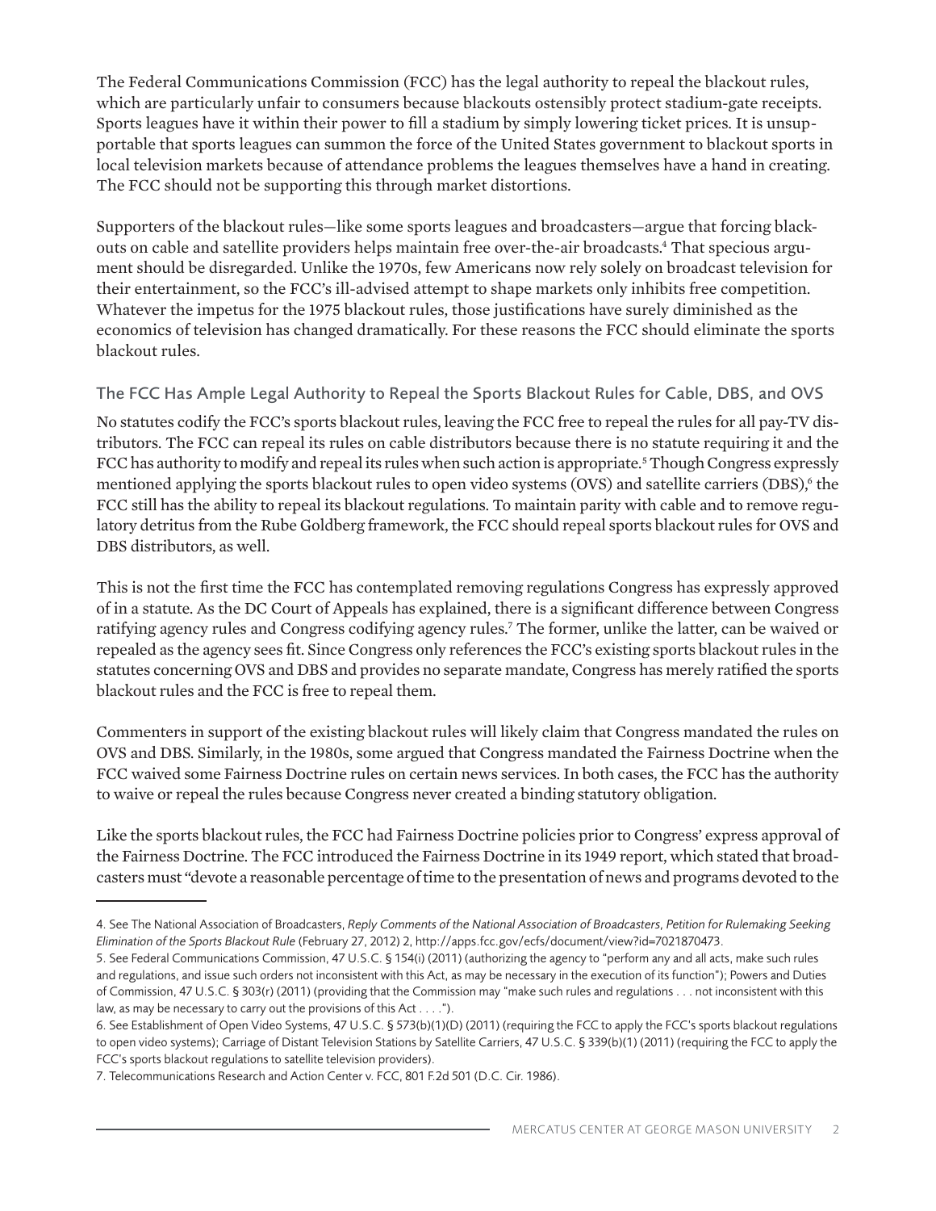The Federal Communications Commission (FCC) has the legal authority to repeal the blackout rules, which are particularly unfair to consumers because blackouts ostensibly protect stadium-gate receipts. Sports leagues have it within their power to fill a stadium by simply lowering ticket prices. It is unsupportable that sports leagues can summon the force of the United States government to blackout sports in local television markets because of attendance problems the leagues themselves have a hand in creating. The FCC should not be supporting this through market distortions.

Supporters of the blackout rules—like some sports leagues and broadcasters—argue that forcing blackouts on cable and satellite providers helps maintain free over-the-air broadcasts.[4] That specious argument should be disregarded. Unlike the 1970s, few Americans now rely solely on broadcast television for their entertainment, so the FCC's ill-advised attempt to shape markets only inhibits free competition. Whatever the impetus for the 1975 blackout rules, those justifications have surely diminished as the economics of television has changed dramatically. For these reasons the FCC should eliminate the sports blackout rules.

## The FCC Has Ample Legal Authority to Repeal the Sports Blackout Rules for Cable, DBS, and OVS

No statutes codify the FCC's sports blackout rules, leaving the FCC free to repeal the rules for all pay-TV distributors. The FCC can repeal its rules on cable distributors because there is no statute requiring it and the FCC has authority to modify and repeal its rules when such action is appropriate.[5] Though Congress expressly mentioned applying the sports blackout rules to open video systems (OVS) and satellite carriers (DBS),[6] the FCC still has the ability to repeal its blackout regulations. To maintain parity with cable and to remove regulatory detritus from the Rube Goldberg framework, the FCC should repeal sports blackout rules for OVS and DBS distributors, as well.

This is not the first time the FCC has contemplated removing regulations Congress has expressly approved of in a statute. As the DC Court of Appeals has explained, there is a significant difference between Congress ratifying agency rules and Congress codifying agency rules.[7] The former, unlike the latter, can be waived or repealed as the agency sees fit. Since Congress only references the FCC's existing sports blackout rules in the statutes concerning OVS and DBS and provides no separate mandate, Congress has merely ratified the sports blackout rules and the FCC is free to repeal them.

Commenters in support of the existing blackout rules will likely claim that Congress mandated the rules on OVS and DBS. Similarly, in the 1980s, some argued that Congress mandated the Fairness Doctrine when the FCC waived some Fairness Doctrine rules on certain news services. In both cases, the FCC has the authority to waive or repeal the rules because Congress never created a binding statutory obligation.

Like the sports blackout rules, the FCC had Fairness Doctrine policies prior to Congress' express approval of the Fairness Doctrine. The FCC introduced the Fairness Doctrine in its 1949 report, which stated that broadcasters must "devote a reasonable percentage of time to the presentation of news and programs devoted to the

---

4. See The National Association of Broadcasters, *Reply Comments of the National Association of Broadcasters, Petition for Rulemaking Seeking Elimination of the Sports Blackout Rule* (February 27, 2012) 2, http://apps.fcc.gov/ecfs/document/view?id=7021870473.

5. See Federal Communications Commission, 47 U.S.C. § 154(i) (2011) (authorizing the agency to "perform any and all acts, make such rules and regulations, and issue such orders not inconsistent with this Act, as may be necessary in the execution of its function"); Powers and Duties of Commission, 47 U.S.C. § 303(r) (2011) (providing that the Commission may "make such rules and regulations . . . not inconsistent with this law, as may be necessary to carry out the provisions of this Act . . . .").

6. See Establishment of Open Video Systems, 47 U.S.C. § 573(b)(1)(D) (2011) (requiring the FCC to apply the FCC's sports blackout regulations to open video systems); Carriage of Distant Television Stations by Satellite Carriers, 47 U.S.C. § 339(b)(1) (2011) (requiring the FCC to apply the FCC's sports blackout regulations to satellite television providers).

7. Telecommunications Research and Action Center v. FCC, 801 F.2d 501 (D.C. Cir. 1986).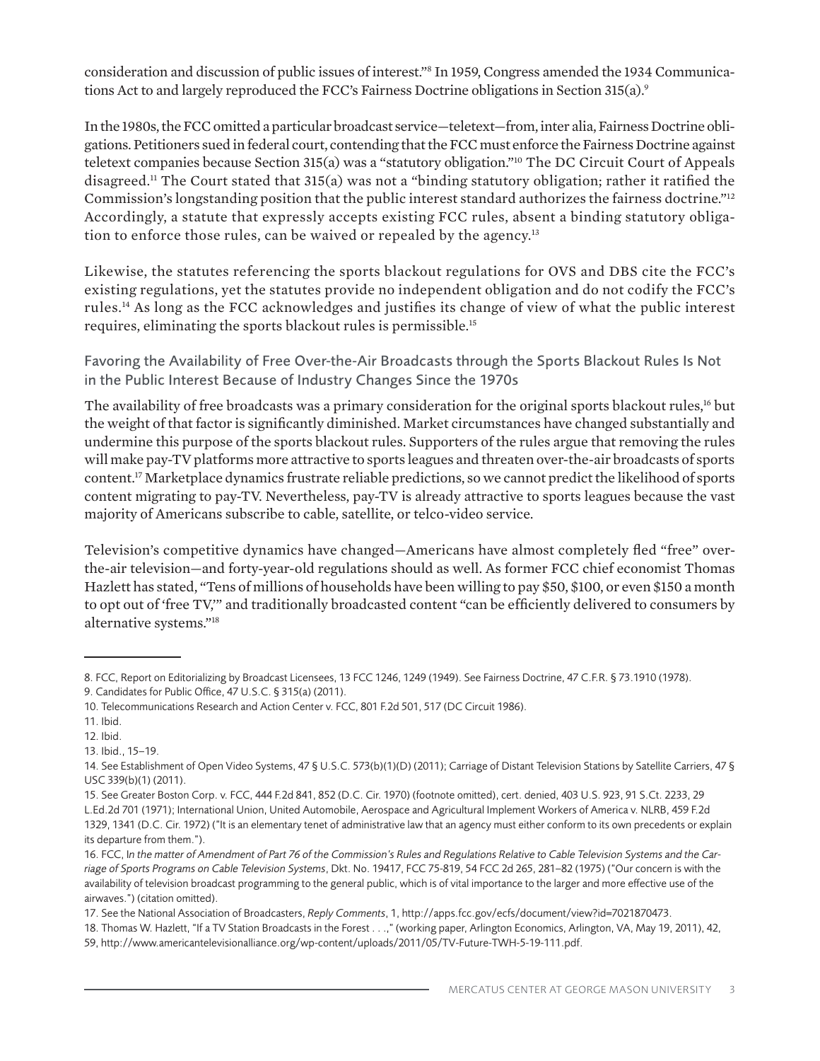consideration and discussion of public issues of interest."[8] In 1959, Congress amended the 1934 Communications Act to and largely reproduced the FCC's Fairness Doctrine obligations in Section 315(a).[9]

In the 1980s, the FCC omitted a particular broadcast service—teletext—from, inter alia, Fairness Doctrine obligations. Petitioners sued in federal court, contending that the FCC must enforce the Fairness Doctrine against teletext companies because Section 315(a) was a "statutory obligation."[10] The DC Circuit Court of Appeals disagreed.[11] The Court stated that 315(a) was not a "binding statutory obligation; rather it ratified the Commission's longstanding position that the public interest standard authorizes the fairness doctrine."[12] Accordingly, a statute that expressly accepts existing FCC rules, absent a binding statutory obligation to enforce those rules, can be waived or repealed by the agency.[13]

Likewise, the statutes referencing the sports blackout regulations for OVS and DBS cite the FCC's existing regulations, yet the statutes provide no independent obligation and do not codify the FCC's rules.[14] As long as the FCC acknowledges and justifies its change of view of what the public interest requires, eliminating the sports blackout rules is permissible.[15]

### Favoring the Availability of Free Over-the-Air Broadcasts through the Sports Blackout Rules Is Not in the Public Interest Because of Industry Changes Since the 1970s

The availability of free broadcasts was a primary consideration for the original sports blackout rules,[16] but the weight of that factor is significantly diminished. Market circumstances have changed substantially and undermine this purpose of the sports blackout rules. Supporters of the rules argue that removing the rules will make pay-TV platforms more attractive to sports leagues and threaten over-the-air broadcasts of sports content.[17] Marketplace dynamics frustrate reliable predictions, so we cannot predict the likelihood of sports content migrating to pay-TV. Nevertheless, pay-TV is already attractive to sports leagues because the vast majority of Americans subscribe to cable, satellite, or telco-video service.

Television's competitive dynamics have changed—Americans have almost completely fled "free" over-the-air television—and forty-year-old regulations should as well. As former FCC chief economist Thomas Hazlett has stated, "Tens of millions of households have been willing to pay $50, $100, or even $150 a month to opt out of 'free TV,'" and traditionally broadcasted content "can be efficiently delivered to consumers by alternative systems."[18]

---

8. FCC, Report on Editorializing by Broadcast Licensees, 13 FCC 1246, 1249 (1949). See Fairness Doctrine, 47 C.F.R. § 73.1910 (1978).
9. Candidates for Public Office, 47 U.S.C. § 315(a) (2011).
10. Telecommunications Research and Action Center v. FCC, 801 F.2d 501, 517 (DC Circuit 1986).
11. Ibid.
12. Ibid.
13. Ibid., 15–19.
14. See Establishment of Open Video Systems, 47 § U.S.C. 573(b)(1)(D) (2011); Carriage of Distant Television Stations by Satellite Carriers, 47 § USC 339(b)(1) (2011).
15. See Greater Boston Corp. v. FCC, 444 F.2d 841, 852 (D.C. Cir. 1970) (footnote omitted), cert. denied, 403 U.S. 923, 91 S.Ct. 2233, 29 L.Ed.2d 701 (1971); International Union, United Automobile, Aerospace and Agricultural Implement Workers of America v. NLRB, 459 F.2d 1329, 1341 (D.C. Cir. 1972) ("It is an elementary tenet of administrative law that an agency must either conform to its own precedents or explain its departure from them.").
16. FCC, I*n the matter of Amendment of Part 76 of the Commission's Rules and Regulations Relative to Cable Television Systems and the Carriage of Sports Programs on Cable Television Systems*, Dkt. No. 19417, FCC 75-819, 54 FCC 2d 265, 281–82 (1975) ("Our concern is with the availability of television broadcast programming to the general public, which is of vital importance to the larger and more effective use of the airwaves.") (citation omitted).
17. See the National Association of Broadcasters, *Reply Comments*, 1, http://apps.fcc.gov/ecfs/document/view?id=7021870473.
18. Thomas W. Hazlett, "If a TV Station Broadcasts in the Forest . . .," (working paper, Arlington Economics, Arlington, VA, May 19, 2011), 42, 59, http://www.americantelevisionalliance.org/wp-content/uploads/2011/05/TV-Future-TWH-5-19-111.pdf.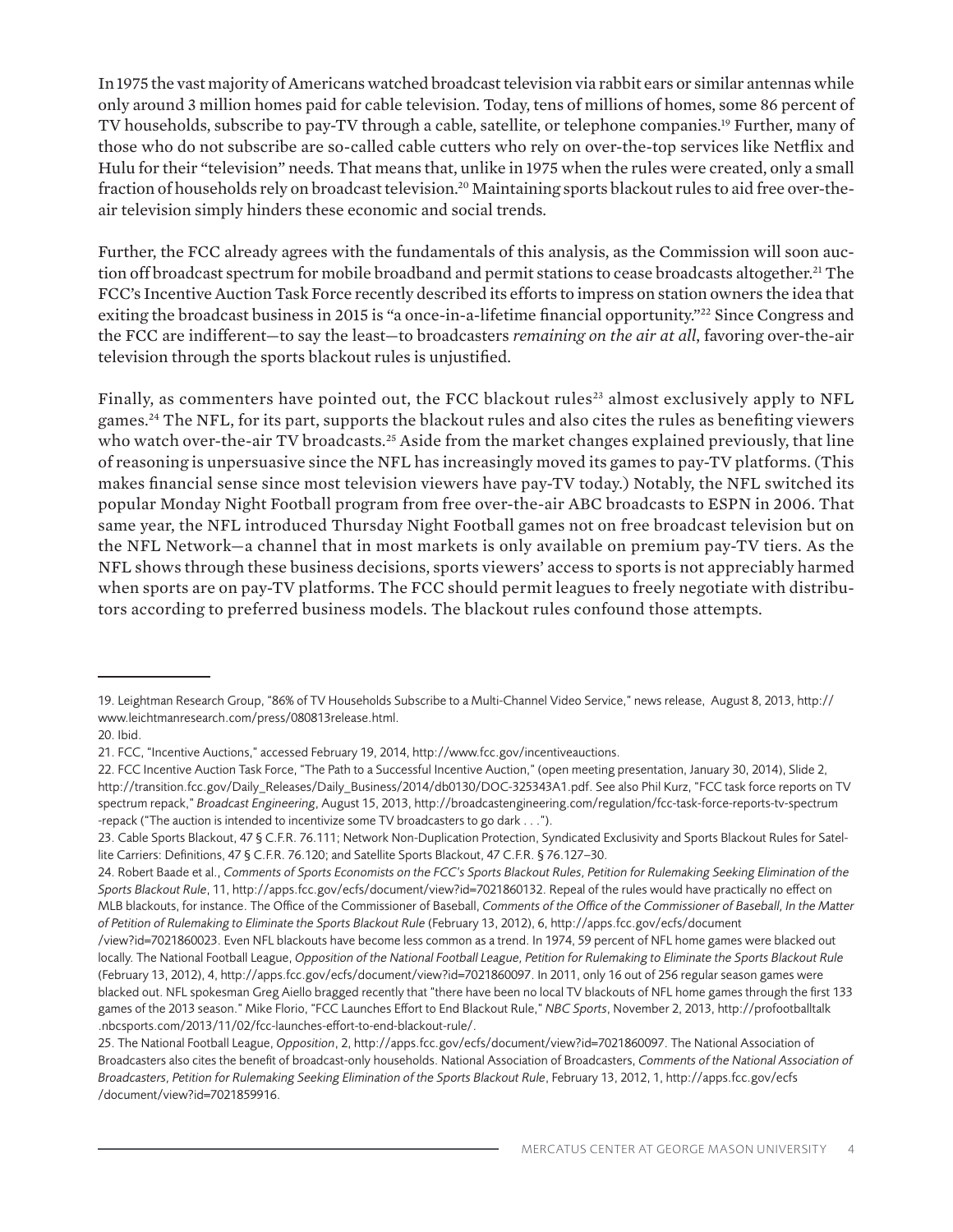In 1975 the vast majority of Americans watched broadcast television via rabbit ears or similar antennas while only around 3 million homes paid for cable television. Today, tens of millions of homes, some 86 percent of TV households, subscribe to pay-TV through a cable, satellite, or telephone companies.[19] Further, many of those who do not subscribe are so-called cable cutters who rely on over-the-top services like Netflix and Hulu for their "television" needs. That means that, unlike in 1975 when the rules were created, only a small fraction of households rely on broadcast television.[20] Maintaining sports blackout rules to aid free over-the-air television simply hinders these economic and social trends.

Further, the FCC already agrees with the fundamentals of this analysis, as the Commission will soon auction off broadcast spectrum for mobile broadband and permit stations to cease broadcasts altogether.[21] The FCC's Incentive Auction Task Force recently described its efforts to impress on station owners the idea that exiting the broadcast business in 2015 is "a once-in-a-lifetime financial opportunity."[22] Since Congress and the FCC are indifferent—to say the least—to broadcasters *remaining on the air at all*, favoring over-the-air television through the sports blackout rules is unjustified.

Finally, as commenters have pointed out, the FCC blackout rules[23] almost exclusively apply to NFL games.[24] The NFL, for its part, supports the blackout rules and also cites the rules as benefiting viewers who watch over-the-air TV broadcasts.[25] Aside from the market changes explained previously, that line of reasoning is unpersuasive since the NFL has increasingly moved its games to pay-TV platforms. (This makes financial sense since most television viewers have pay-TV today.) Notably, the NFL switched its popular Monday Night Football program from free over-the-air ABC broadcasts to ESPN in 2006. That same year, the NFL introduced Thursday Night Football games not on free broadcast television but on the NFL Network—a channel that in most markets is only available on premium pay-TV tiers. As the NFL shows through these business decisions, sports viewers' access to sports is not appreciably harmed when sports are on pay-TV platforms. The FCC should permit leagues to freely negotiate with distributors according to preferred business models. The blackout rules confound those attempts.

---

19. Leightman Research Group, "86% of TV Households Subscribe to a Multi-Channel Video Service," news release, August 8, 2013, http://www.leichtmanresearch.com/press/080813release.html.

20. Ibid.

21. FCC, "Incentive Auctions," accessed February 19, 2014, http://www.fcc.gov/incentiveauctions.

22. FCC Incentive Auction Task Force, "The Path to a Successful Incentive Auction," (open meeting presentation, January 30, 2014), Slide 2, http://transition.fcc.gov/Daily_Releases/Daily_Business/2014/db0130/DOC-325343A1.pdf. See also Phil Kurz, "FCC task force reports on TV spectrum repack," *Broadcast Engineering*, August 15, 2013, http://broadcastengineering.com/regulation/fcc-task-force-reports-tv-spectrum-repack ("The auction is intended to incentivize some TV broadcasters to go dark . . .").

23. Cable Sports Blackout, 47 § C.F.R. 76.111; Network Non-Duplication Protection, Syndicated Exclusivity and Sports Blackout Rules for Satellite Carriers: Definitions, 47 § C.F.R. 76.120; and Satellite Sports Blackout, 47 C.F.R. § 76.127–30.

24. Robert Baade et al., *Comments of Sports Economists on the FCC's Sports Blackout Rules, Petition for Rulemaking Seeking Elimination of the Sports Blackout Rule*, 11, http://apps.fcc.gov/ecfs/document/view?id=7021860132. Repeal of the rules would have practically no effect on MLB blackouts, for instance. The Office of the Commissioner of Baseball, *Comments of the Office of the Commissioner of Baseball, In the Matter of Petition of Rulemaking to Eliminate the Sports Blackout Rule* (February 13, 2012), 6, http://apps.fcc.gov/ecfs/document/view?id=7021860023. Even NFL blackouts have become less common as a trend. In 1974, 59 percent of NFL home games were blacked out locally. The National Football League, *Opposition of the National Football League, Petition for Rulemaking to Eliminate the Sports Blackout Rule* (February 13, 2012), 4, http://apps.fcc.gov/ecfs/document/view?id=7021860097. In 2011, only 16 out of 256 regular season games were blacked out. NFL spokesman Greg Aiello bragged recently that "there have been no local TV blackouts of NFL home games through the first 133 games of the 2013 season." Mike Florio, "FCC Launches Effort to End Blackout Rule," *NBC Sports*, November 2, 2013, http://profootballtalk.nbcsports.com/2013/11/02/fcc-launches-effort-to-end-blackout-rule/.

25. The National Football League, *Opposition*, 2, http://apps.fcc.gov/ecfs/document/view?id=7021860097. The National Association of Broadcasters also cites the benefit of broadcast-only households. National Association of Broadcasters, *Comments of the National Association of Broadcasters, Petition for Rulemaking Seeking Elimination of the Sports Blackout Rule*, February 13, 2012, 1, http://apps.fcc.gov/ecfs/document/view?id=7021859916.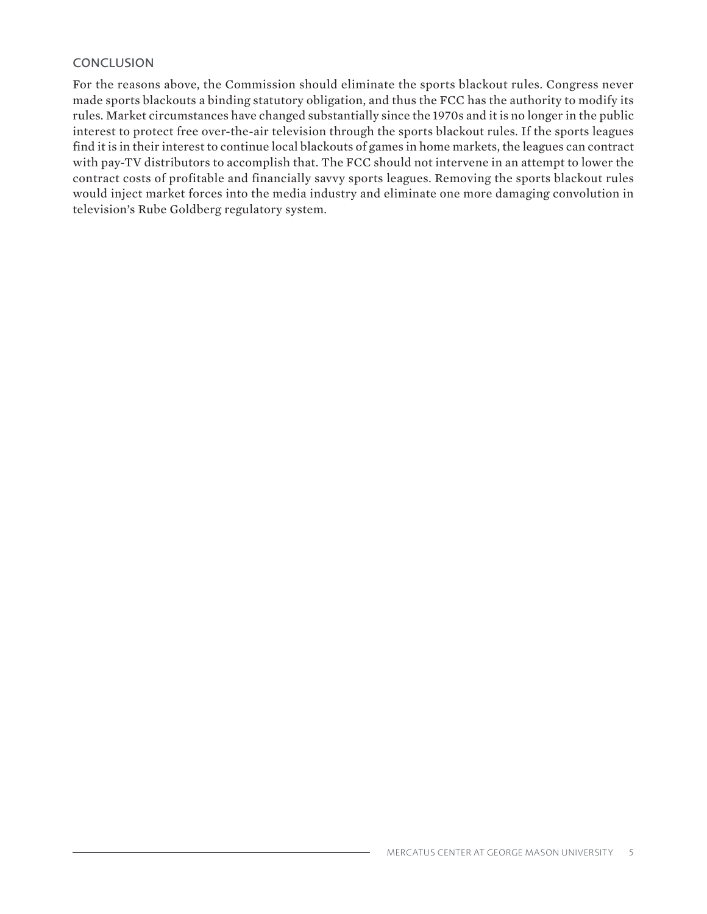## CONCLUSION

For the reasons above, the Commission should eliminate the sports blackout rules. Congress never made sports blackouts a binding statutory obligation, and thus the FCC has the authority to modify its rules. Market circumstances have changed substantially since the 1970s and it is no longer in the public interest to protect free over-the-air television through the sports blackout rules. If the sports leagues find it is in their interest to continue local blackouts of games in home markets, the leagues can contract with pay-TV distributors to accomplish that. The FCC should not intervene in an attempt to lower the contract costs of profitable and financially savvy sports leagues. Removing the sports blackout rules would inject market forces into the media industry and eliminate one more damaging convolution in television's Rube Goldberg regulatory system.